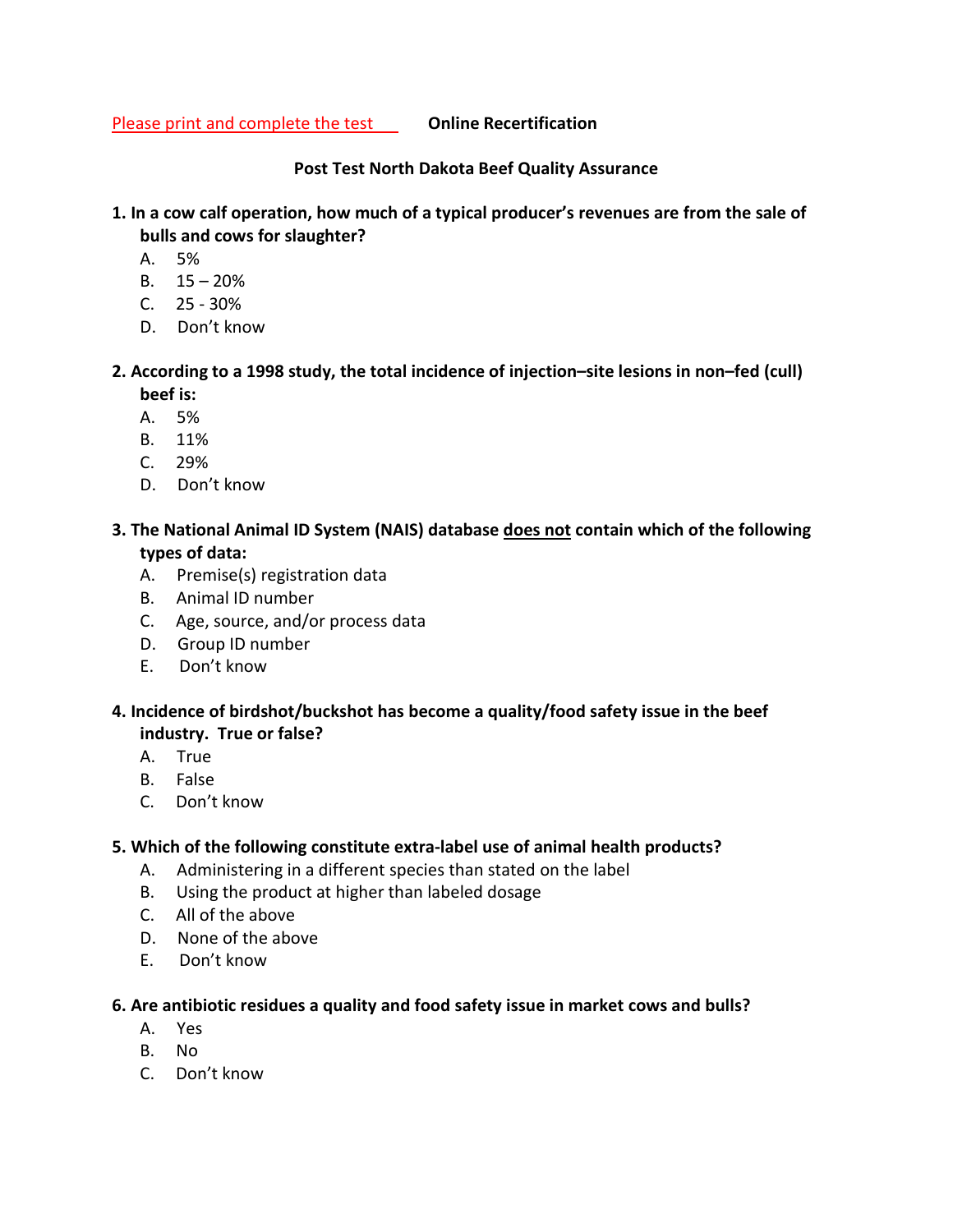Please print and complete the test **Online Recertification**

**Post Test North Dakota Beef Quality Assurance**

**1. In a cow calf operation, how much of a typical producer's revenues are from the sale of bulls and cows for slaughter?**

A. 5%
B. 15 – 20%
C. 25 - 30%
D. Don't know

**2. According to a 1998 study, the total incidence of injection–site lesions in non–fed (cull) beef is:**

A. 5%
B. 11%
C. 29%
D. Don't know

**3. The National Animal ID System (NAIS) database <u>does not</u> contain which of the following types of data:**

A. Premise(s) registration data
B. Animal ID number
C. Age, source, and/or process data
D. Group ID number
E. Don't know

**4. Incidence of birdshot/buckshot has become a quality/food safety issue in the beef industry. True or false?**

A. True
B. False
C. Don't know

**5. Which of the following constitute extra-label use of animal health products?**

A. Administering in a different species than stated on the label
B. Using the product at higher than labeled dosage
C. All of the above
D. None of the above
E. Don't know

**6. Are antibiotic residues a quality and food safety issue in market cows and bulls?**

A. Yes
B. No
C. Don't know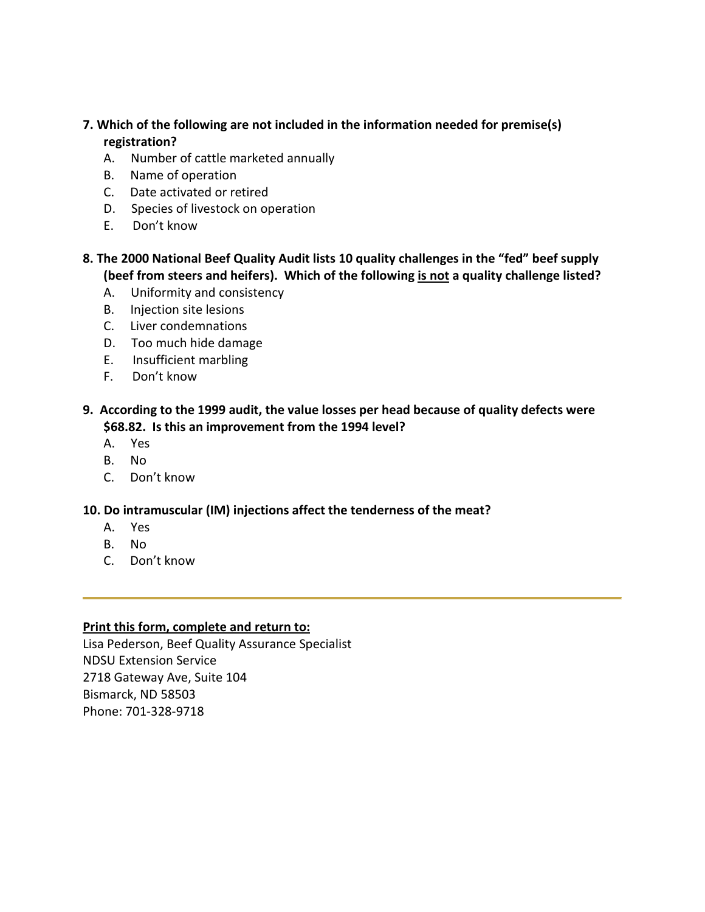**7. Which of the following are not included in the information needed for premise(s) registration?**

A. Number of cattle marketed annually
B. Name of operation
C. Date activated or retired
D. Species of livestock on operation
E. Don't know

**8. The 2000 National Beef Quality Audit lists 10 quality challenges in the "fed" beef supply (beef from steers and heifers). Which of the following <u>is not</u> a quality challenge listed?**

A. Uniformity and consistency
B. Injection site lesions
C. Liver condemnations
D. Too much hide damage
E. Insufficient marbling
F. Don't know

**9. According to the 1999 audit, the value losses per head because of quality defects were $68.82. Is this an improvement from the 1994 level?**

A. Yes
B. No
C. Don't know

**10. Do intramuscular (IM) injections affect the tenderness of the meat?**

A. Yes
B. No
C. Don't know

---

**<u>Print this form, complete and return to:</u>**

Lisa Pederson, Beef Quality Assurance Specialist
NDSU Extension Service
2718 Gateway Ave, Suite 104
Bismarck, ND 58503
Phone: 701-328-9718